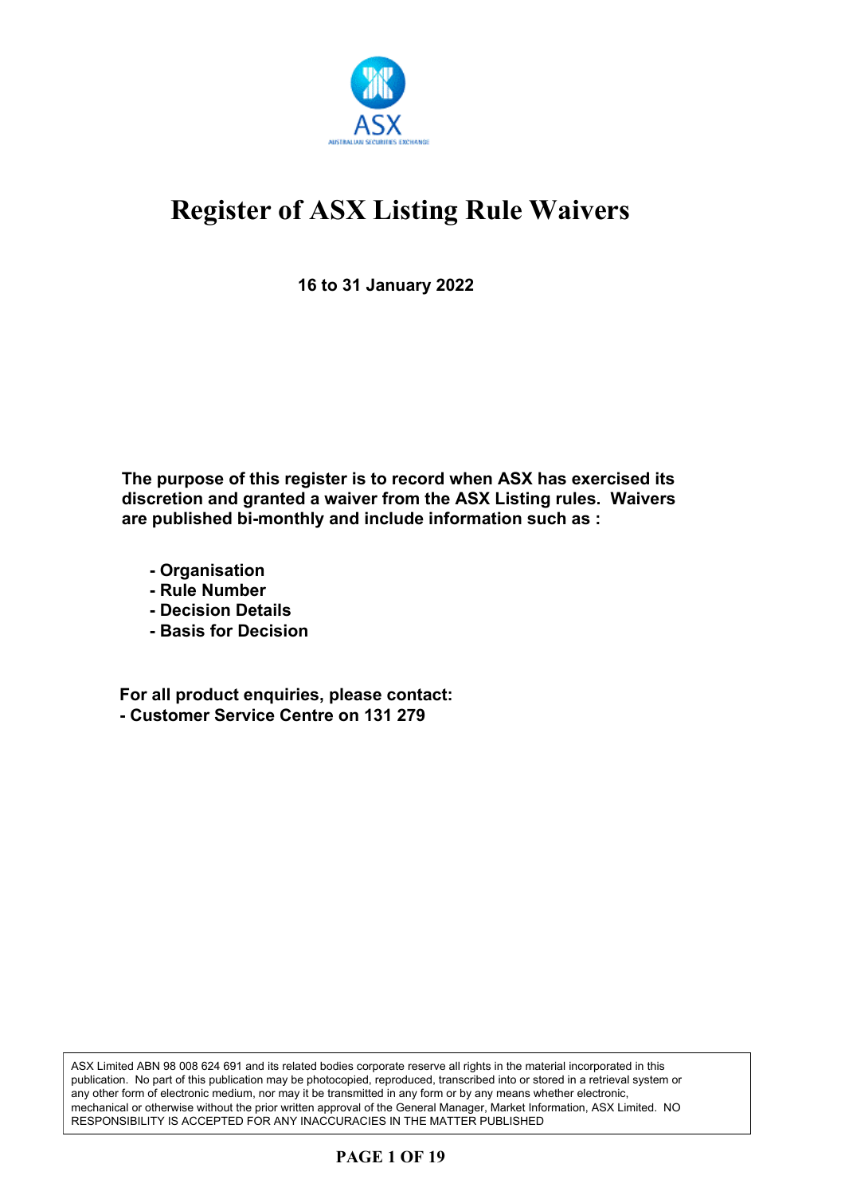# Register of ASX Listing Rule Waivers

**16 to 31 January 2022**

**The purpose of this register is to record when ASX has exercised its discretion and granted a waiver from the ASX Listing rules. Waivers are published bi-monthly and include information such as :**

- **Organisation**
- **Rule Number**
- **Decision Details**
- **Basis for Decision**

**For all product enquiries, please contact:**
**- Customer Service Centre on 131 279**

ASX Limited ABN 98 008 624 691 and its related bodies corporate reserve all rights in the material incorporated in this publication. No part of this publication may be photocopied, reproduced, transcribed into or stored in a retrieval system or any other form of electronic medium, nor may it be transmitted in any form or by any means whether electronic, mechanical or otherwise without the prior written approval of the General Manager, Market Information, ASX Limited. NO RESPONSIBILITY IS ACCEPTED FOR ANY INACCURACIES IN THE MATTER PUBLISHED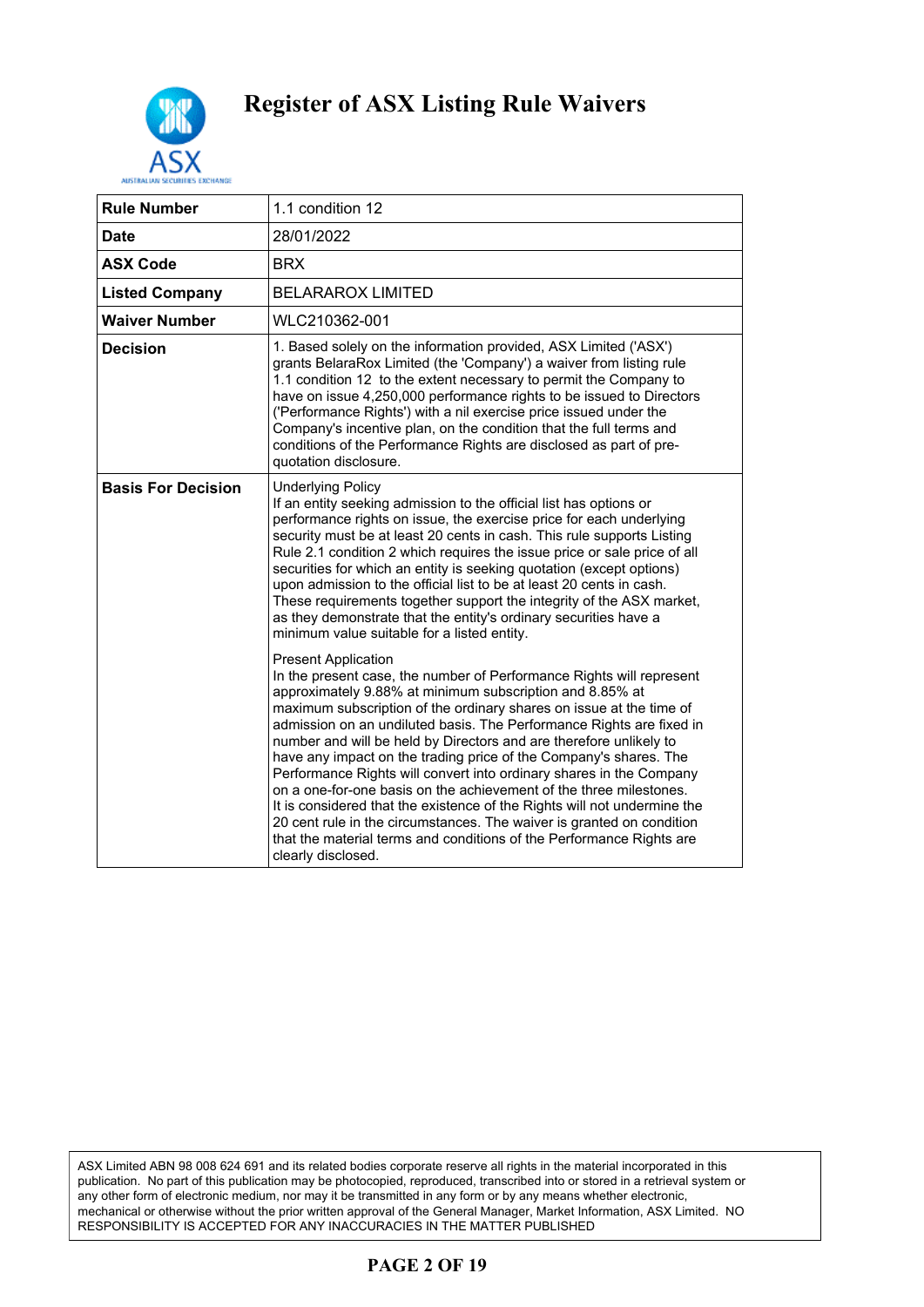# Register of ASX Listing Rule Waivers

| Rule Number | 1.1 condition 12 |
|---|---|
| Date | 28/01/2022 |
| ASX Code | BRX |
| Listed Company | BELARAROX LIMITED |
| Waiver Number | WLC210362-001 |
| Decision | 1. Based solely on the information provided, ASX Limited ('ASX') grants BelaraRox Limited (the 'Company') a waiver from listing rule 1.1 condition 12 to the extent necessary to permit the Company to have on issue 4,250,000 performance rights to be issued to Directors ('Performance Rights') with a nil exercise price issued under the Company's incentive plan, on the condition that the full terms and conditions of the Performance Rights are disclosed as part of pre-quotation disclosure. |
| Basis For Decision | Underlying Policy<br>If an entity seeking admission to the official list has options or performance rights on issue, the exercise price for each underlying security must be at least 20 cents in cash. This rule supports Listing Rule 2.1 condition 2 which requires the issue price or sale price of all securities for which an entity is seeking quotation (except options) upon admission to the official list to be at least 20 cents in cash. These requirements together support the integrity of the ASX market, as they demonstrate that the entity's ordinary securities have a minimum value suitable for a listed entity.<br><br>Present Application<br>In the present case, the number of Performance Rights will represent approximately 9.88% at minimum subscription and 8.85% at maximum subscription of the ordinary shares on issue at the time of admission on an undiluted basis. The Performance Rights are fixed in number and will be held by Directors and are therefore unlikely to have any impact on the trading price of the Company's shares. The Performance Rights will convert into ordinary shares in the Company on a one-for-one basis on the achievement of the three milestones. It is considered that the existence of the Rights will not undermine the 20 cent rule in the circumstances. The waiver is granted on condition that the material terms and conditions of the Performance Rights are clearly disclosed. |

ASX Limited ABN 98 008 624 691 and its related bodies corporate reserve all rights in the material incorporated in this publication. No part of this publication may be photocopied, reproduced, transcribed into or stored in a retrieval system or any other form of electronic medium, nor may it be transmitted in any form or by any means whether electronic, mechanical or otherwise without the prior written approval of the General Manager, Market Information, ASX Limited. NO RESPONSIBILITY IS ACCEPTED FOR ANY INACCURACIES IN THE MATTER PUBLISHED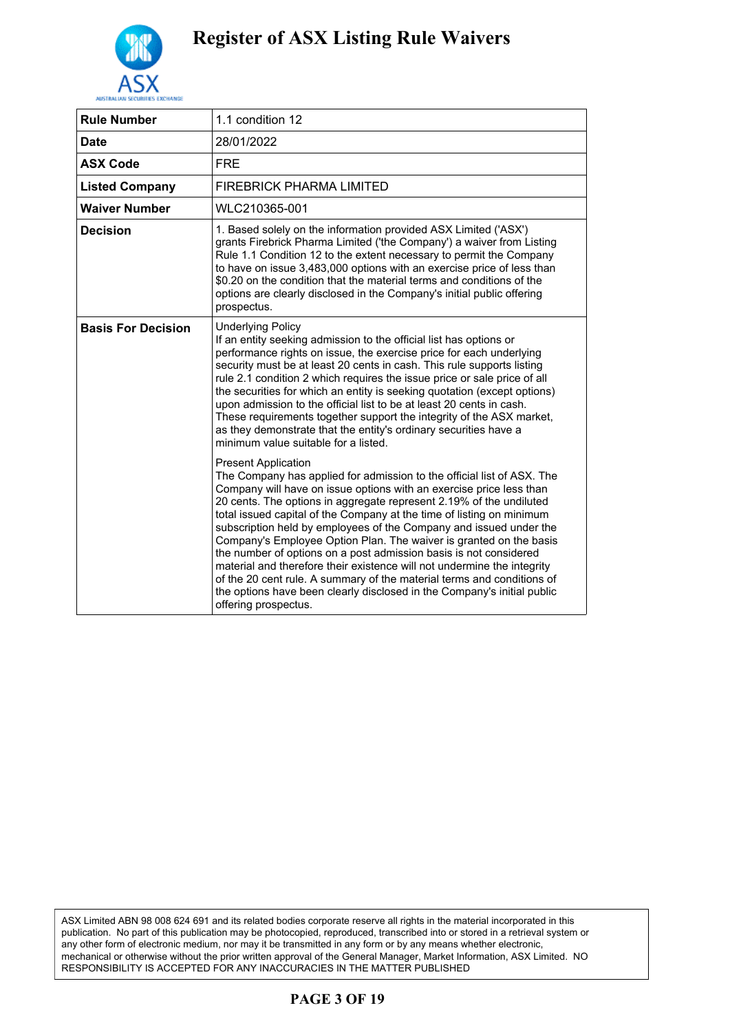# Register of ASX Listing Rule Waivers

| Rule Number | 1.1 condition 12 |
|---|---|
| Date | 28/01/2022 |
| ASX Code | FRE |
| Listed Company | FIREBRICK PHARMA LIMITED |
| Waiver Number | WLC210365-001 |
| Decision | 1. Based solely on the information provided ASX Limited ('ASX') grants Firebrick Pharma Limited ('the Company') a waiver from Listing Rule 1.1 Condition 12 to the extent necessary to permit the Company to have on issue 3,483,000 options with an exercise price of less than $0.20 on the condition that the material terms and conditions of the options are clearly disclosed in the Company's initial public offering prospectus. |
| Basis For Decision | Underlying Policy<br>If an entity seeking admission to the official list has options or performance rights on issue, the exercise price for each underlying security must be at least 20 cents in cash. This rule supports listing rule 2.1 condition 2 which requires the issue price or sale price of all the securities for which an entity is seeking quotation (except options) upon admission to the official list to be at least 20 cents in cash. These requirements together support the integrity of the ASX market, as they demonstrate that the entity's ordinary securities have a minimum value suitable for a listed.<br><br>Present Application<br>The Company has applied for admission to the official list of ASX. The Company will have on issue options with an exercise price less than 20 cents. The options in aggregate represent 2.19% of the undiluted total issued capital of the Company at the time of listing on minimum subscription held by employees of the Company and issued under the Company's Employee Option Plan. The waiver is granted on the basis the number of options on a post admission basis is not considered material and therefore their existence will not undermine the integrity of the 20 cent rule. A summary of the material terms and conditions of the options have been clearly disclosed in the Company's initial public offering prospectus. |

ASX Limited ABN 98 008 624 691 and its related bodies corporate reserve all rights in the material incorporated in this publication. No part of this publication may be photocopied, reproduced, transcribed into or stored in a retrieval system or any other form of electronic medium, nor may it be transmitted in any form or by any means whether electronic, mechanical or otherwise without the prior written approval of the General Manager, Market Information, ASX Limited. NO RESPONSIBILITY IS ACCEPTED FOR ANY INACCURACIES IN THE MATTER PUBLISHED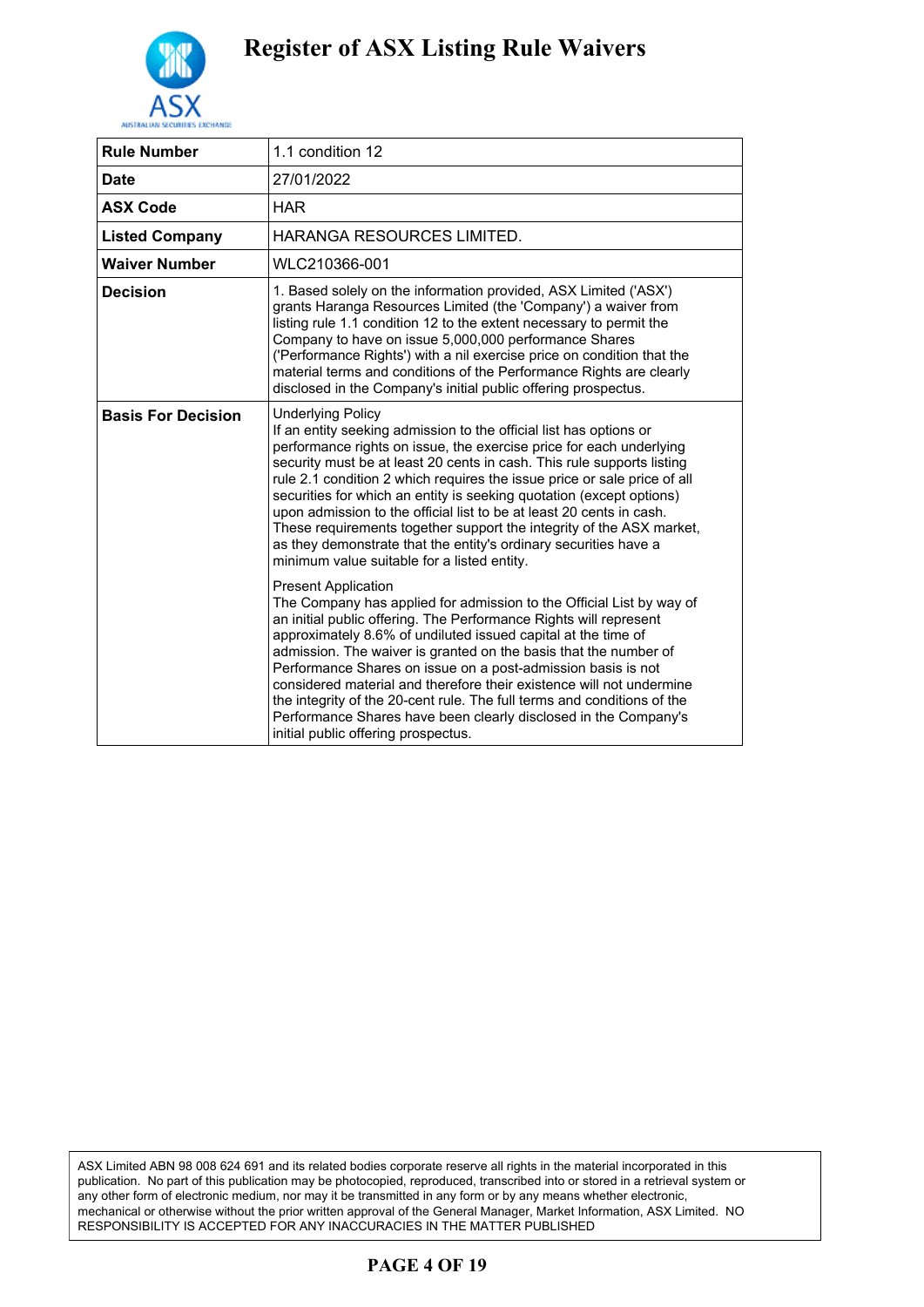# Register of ASX Listing Rule Waivers

| Rule Number | 1.1 condition 12 |
|---|---|
| Date | 27/01/2022 |
| ASX Code | HAR |
| Listed Company | HARANGA RESOURCES LIMITED. |
| Waiver Number | WLC210366-001 |
| Decision | 1. Based solely on the information provided, ASX Limited ('ASX') grants Haranga Resources Limited (the 'Company') a waiver from listing rule 1.1 condition 12 to the extent necessary to permit the Company to have on issue 5,000,000 performance Shares ('Performance Rights') with a nil exercise price on condition that the material terms and conditions of the Performance Rights are clearly disclosed in the Company's initial public offering prospectus. |
| Basis For Decision | Underlying Policy<br>If an entity seeking admission to the official list has options or performance rights on issue, the exercise price for each underlying security must be at least 20 cents in cash. This rule supports listing rule 2.1 condition 2 which requires the issue price or sale price of all securities for which an entity is seeking quotation (except options) upon admission to the official list to be at least 20 cents in cash. These requirements together support the integrity of the ASX market, as they demonstrate that the entity's ordinary securities have a minimum value suitable for a listed entity.<br><br>Present Application<br>The Company has applied for admission to the Official List by way of an initial public offering. The Performance Rights will represent approximately 8.6% of undiluted issued capital at the time of admission. The waiver is granted on the basis that the number of Performance Shares on issue on a post-admission basis is not considered material and therefore their existence will not undermine the integrity of the 20-cent rule. The full terms and conditions of the Performance Shares have been clearly disclosed in the Company's initial public offering prospectus. |

ASX Limited ABN 98 008 624 691 and its related bodies corporate reserve all rights in the material incorporated in this publication. No part of this publication may be photocopied, reproduced, transcribed into or stored in a retrieval system or any other form of electronic medium, nor may it be transmitted in any form or by any means whether electronic, mechanical or otherwise without the prior written approval of the General Manager, Market Information, ASX Limited. NO RESPONSIBILITY IS ACCEPTED FOR ANY INACCURACIES IN THE MATTER PUBLISHED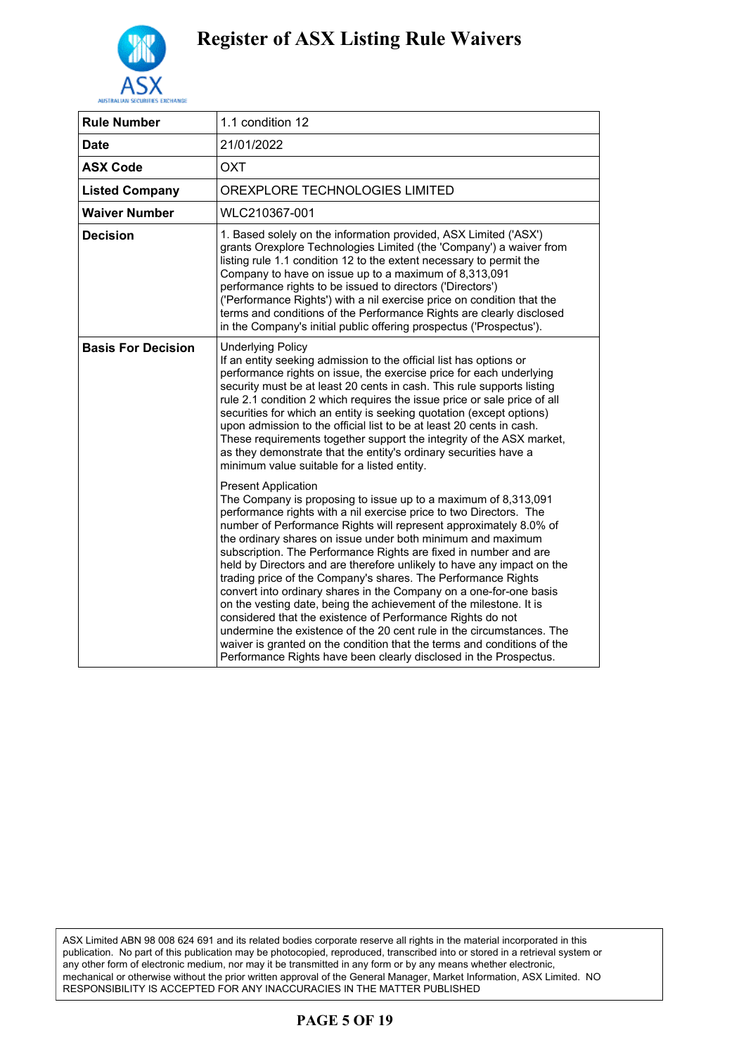# Register of ASX Listing Rule Waivers

| Rule Number | 1.1 condition 12 |
|---|---|
| Date | 21/01/2022 |
| ASX Code | OXT |
| Listed Company | OREXPLORE TECHNOLOGIES LIMITED |
| Waiver Number | WLC210367-001 |
| Decision | 1. Based solely on the information provided, ASX Limited ('ASX') grants Orexplore Technologies Limited (the 'Company') a waiver from listing rule 1.1 condition 12 to the extent necessary to permit the Company to have on issue up to a maximum of 8,313,091 performance rights to be issued to directors ('Directors') ('Performance Rights') with a nil exercise price on condition that the terms and conditions of the Performance Rights are clearly disclosed in the Company's initial public offering prospectus ('Prospectus'). |
| Basis For Decision | Underlying Policy<br>If an entity seeking admission to the official list has options or performance rights on issue, the exercise price for each underlying security must be at least 20 cents in cash. This rule supports listing rule 2.1 condition 2 which requires the issue price or sale price of all securities for which an entity is seeking quotation (except options) upon admission to the official list to be at least 20 cents in cash. These requirements together support the integrity of the ASX market, as they demonstrate that the entity's ordinary securities have a minimum value suitable for a listed entity.<br><br>Present Application<br>The Company is proposing to issue up to a maximum of 8,313,091 performance rights with a nil exercise price to two Directors. The number of Performance Rights will represent approximately 8.0% of the ordinary shares on issue under both minimum and maximum subscription. The Performance Rights are fixed in number and are held by Directors and are therefore unlikely to have any impact on the trading price of the Company's shares. The Performance Rights convert into ordinary shares in the Company on a one-for-one basis on the vesting date, being the achievement of the milestone. It is considered that the existence of Performance Rights do not undermine the existence of the 20 cent rule in the circumstances. The waiver is granted on the condition that the terms and conditions of the Performance Rights have been clearly disclosed in the Prospectus. |

ASX Limited ABN 98 008 624 691 and its related bodies corporate reserve all rights in the material incorporated in this publication. No part of this publication may be photocopied, reproduced, transcribed into or stored in a retrieval system or any other form of electronic medium, nor may it be transmitted in any form or by any means whether electronic, mechanical or otherwise without the prior written approval of the General Manager, Market Information, ASX Limited. NO RESPONSIBILITY IS ACCEPTED FOR ANY INACCURACIES IN THE MATTER PUBLISHED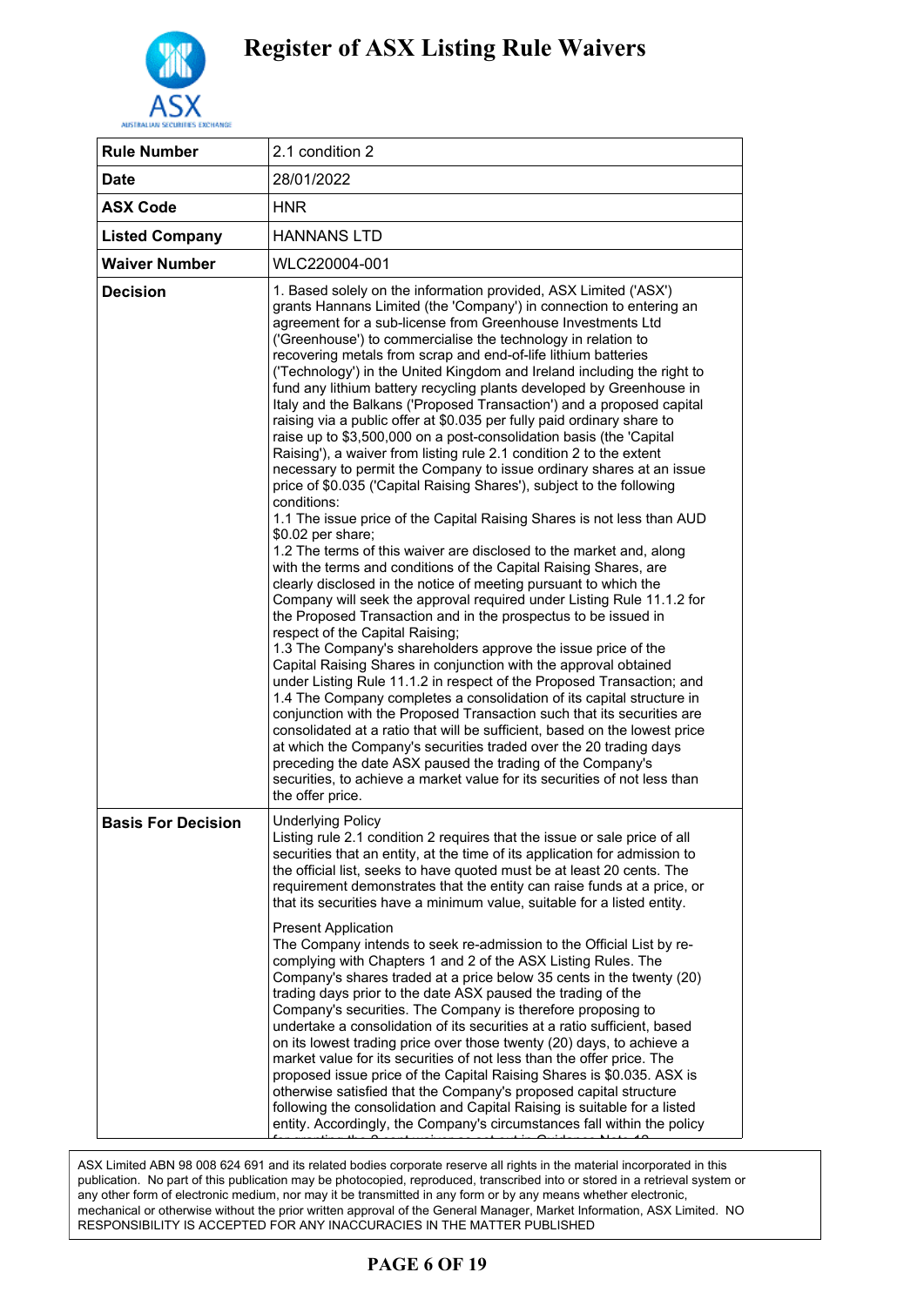# Register of ASX Listing Rule Waivers

| | |
|---|---|
| **Rule Number** | 2.1 condition 2 |
| **Date** | 28/01/2022 |
| **ASX Code** | HNR |
| **Listed Company** | HANNANS LTD |
| **Waiver Number** | WLC220004-001 |
| **Decision** | 1. Based solely on the information provided, ASX Limited ('ASX') grants Hannans Limited (the 'Company') in connection to entering an agreement for a sub-license from Greenhouse Investments Ltd ('Greenhouse') to commercialise the technology in relation to recovering metals from scrap and end-of-life lithium batteries ('Technology') in the United Kingdom and Ireland including the right to fund any lithium battery recycling plants developed by Greenhouse in Italy and the Balkans ('Proposed Transaction') and a proposed capital raising via a public offer at $0.035 per fully paid ordinary share to raise up to $3,500,000 on a post-consolidation basis (the 'Capital Raising'), a waiver from listing rule 2.1 condition 2 to the extent necessary to permit the Company to issue ordinary shares at an issue price of $0.035 ('Capital Raising Shares'), subject to the following conditions:<br>1.1 The issue price of the Capital Raising Shares is not less than AUD $0.02 per share;<br>1.2 The terms of this waiver are disclosed to the market and, along with the terms and conditions of the Capital Raising Shares, are clearly disclosed in the notice of meeting pursuant to which the Company will seek the approval required under Listing Rule 11.1.2 for the Proposed Transaction and in the prospectus to be issued in respect of the Capital Raising;<br>1.3 The Company's shareholders approve the issue price of the Capital Raising Shares in conjunction with the approval obtained under Listing Rule 11.1.2 in respect of the Proposed Transaction; and<br>1.4 The Company completes a consolidation of its capital structure in conjunction with the Proposed Transaction such that its securities are consolidated at a ratio that will be sufficient, based on the lowest price at which the Company's securities traded over the 20 trading days preceding the date ASX paused the trading of the Company's securities, to achieve a market value for its securities of not less than the offer price. |
| **Basis For Decision** | Underlying Policy<br>Listing rule 2.1 condition 2 requires that the issue or sale price of all securities that an entity, at the time of its application for admission to the official list, seeks to have quoted must be at least 20 cents. The requirement demonstrates that the entity can raise funds at a price, or that its securities have a minimum value, suitable for a listed entity.<br><br>Present Application<br>The Company intends to seek re-admission to the Official List by re-complying with Chapters 1 and 2 of the ASX Listing Rules. The Company's shares traded at a price below 35 cents in the twenty (20) trading days prior to the date ASX paused the trading of the Company's securities. The Company is therefore proposing to undertake a consolidation of its securities at a ratio sufficient, based on its lowest trading price over those twenty (20) days, to achieve a market value for its securities of not less than the offer price. The proposed issue price of the Capital Raising Shares is $0.035. ASX is otherwise satisfied that the Company's proposed capital structure following the consolidation and Capital Raising is suitable for a listed entity. Accordingly, the Company's circumstances fall within the policy |

ASX Limited ABN 98 008 624 691 and its related bodies corporate reserve all rights in the material incorporated in this publication. No part of this publication may be photocopied, reproduced, transcribed into or stored in a retrieval system or any other form of electronic medium, nor may it be transmitted in any form or by any means whether electronic, mechanical or otherwise without the prior written approval of the General Manager, Market Information, ASX Limited. NO RESPONSIBILITY IS ACCEPTED FOR ANY INACCURACIES IN THE MATTER PUBLISHED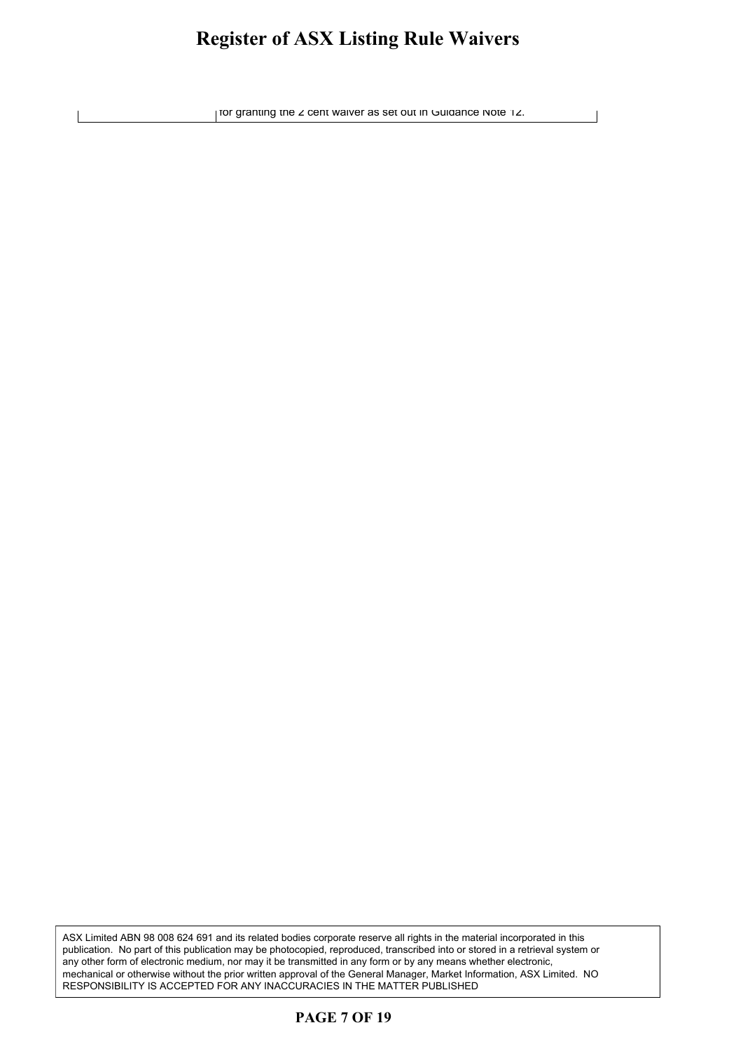|  | for granting the 2 cent waiver as set out in Guidance Note 12. |
|---|---|

ASX Limited ABN 98 008 624 691 and its related bodies corporate reserve all rights in the material incorporated in this publication. No part of this publication may be photocopied, reproduced, transcribed into or stored in a retrieval system or any other form of electronic medium, nor may it be transmitted in any form or by any means whether electronic, mechanical or otherwise without the prior written approval of the General Manager, Market Information, ASX Limited. NO RESPONSIBILITY IS ACCEPTED FOR ANY INACCURACIES IN THE MATTER PUBLISHED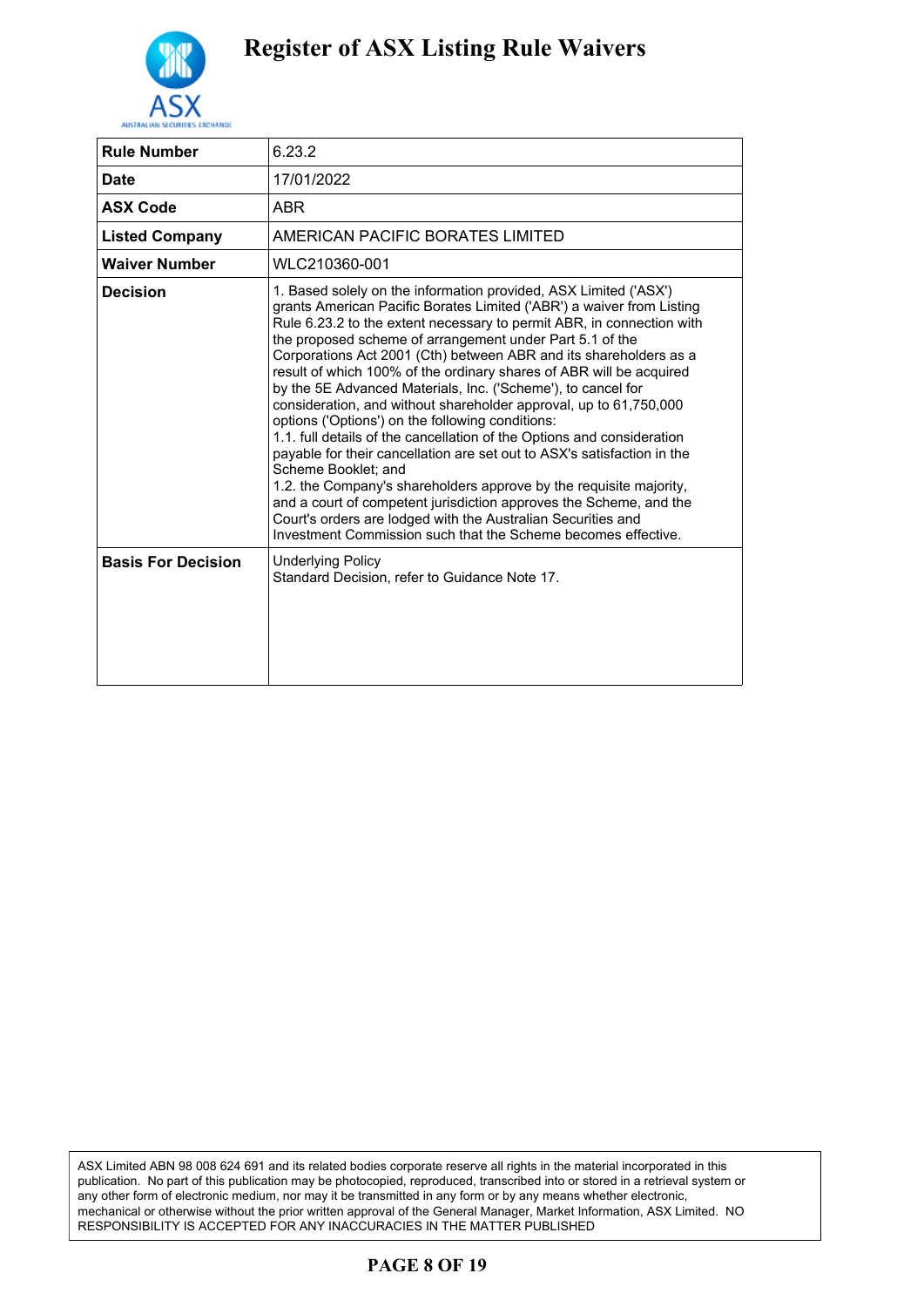# Register of ASX Listing Rule Waivers

| Rule Number | 6.23.2 |
|---|---|
| Date | 17/01/2022 |
| ASX Code | ABR |
| Listed Company | AMERICAN PACIFIC BORATES LIMITED |
| Waiver Number | WLC210360-001 |
| Decision | 1. Based solely on the information provided, ASX Limited ('ASX') grants American Pacific Borates Limited ('ABR') a waiver from Listing Rule 6.23.2 to the extent necessary to permit ABR, in connection with the proposed scheme of arrangement under Part 5.1 of the Corporations Act 2001 (Cth) between ABR and its shareholders as a result of which 100% of the ordinary shares of ABR will be acquired by the 5E Advanced Materials, Inc. ('Scheme'), to cancel for consideration, and without shareholder approval, up to 61,750,000 options ('Options') on the following conditions:<br>1.1. full details of the cancellation of the Options and consideration payable for their cancellation are set out to ASX's satisfaction in the Scheme Booklet; and<br>1.2. the Company's shareholders approve by the requisite majority, and a court of competent jurisdiction approves the Scheme, and the Court's orders are lodged with the Australian Securities and Investment Commission such that the Scheme becomes effective. |
| Basis For Decision | Underlying Policy<br>Standard Decision, refer to Guidance Note 17. |

ASX Limited ABN 98 008 624 691 and its related bodies corporate reserve all rights in the material incorporated in this publication. No part of this publication may be photocopied, reproduced, transcribed into or stored in a retrieval system or any other form of electronic medium, nor may it be transmitted in any form or by any means whether electronic, mechanical or otherwise without the prior written approval of the General Manager, Market Information, ASX Limited. NO RESPONSIBILITY IS ACCEPTED FOR ANY INACCURACIES IN THE MATTER PUBLISHED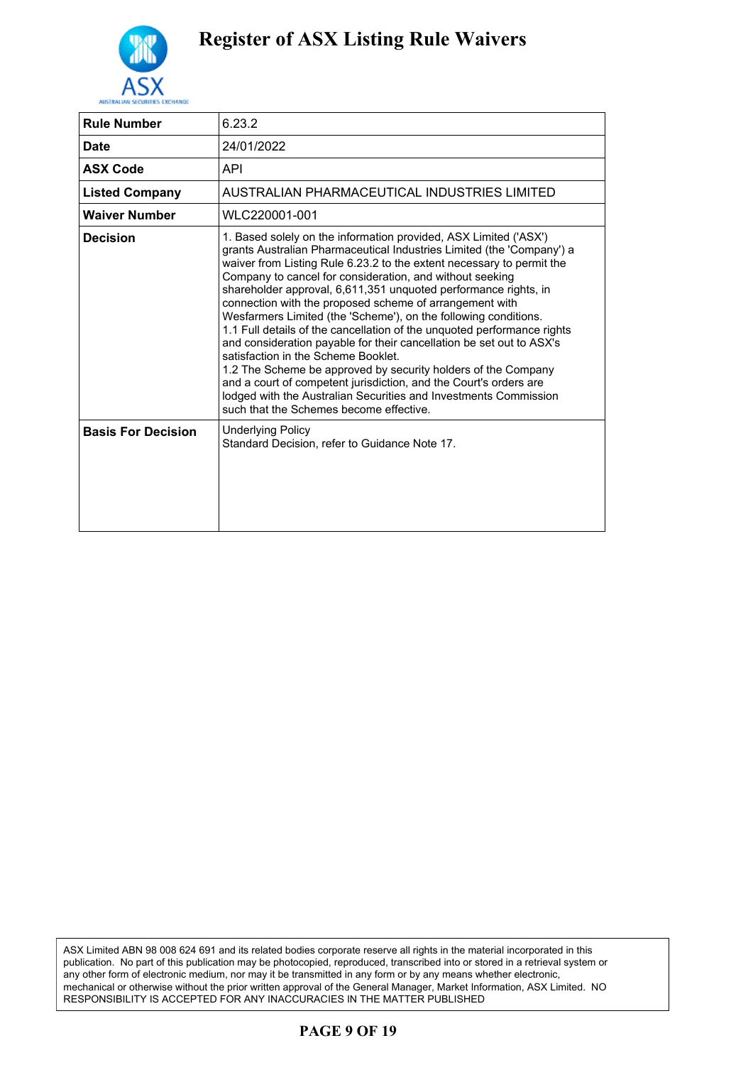# Register of ASX Listing Rule Waivers

| | |
|---|---|
| **Rule Number** | 6.23.2 |
| **Date** | 24/01/2022 |
| **ASX Code** | API |
| **Listed Company** | AUSTRALIAN PHARMACEUTICAL INDUSTRIES LIMITED |
| **Waiver Number** | WLC220001-001 |
| **Decision** | 1. Based solely on the information provided, ASX Limited ('ASX') grants Australian Pharmaceutical Industries Limited (the 'Company') a waiver from Listing Rule 6.23.2 to the extent necessary to permit the Company to cancel for consideration, and without seeking shareholder approval, 6,611,351 unquoted performance rights, in connection with the proposed scheme of arrangement with Wesfarmers Limited (the 'Scheme'), on the following conditions.<br>1.1 Full details of the cancellation of the unquoted performance rights and consideration payable for their cancellation be set out to ASX's satisfaction in the Scheme Booklet.<br>1.2 The Scheme be approved by security holders of the Company and a court of competent jurisdiction, and the Court's orders are lodged with the Australian Securities and Investments Commission such that the Schemes become effective. |
| **Basis For Decision** | Underlying Policy<br>Standard Decision, refer to Guidance Note 17. |

ASX Limited ABN 98 008 624 691 and its related bodies corporate reserve all rights in the material incorporated in this publication. No part of this publication may be photocopied, reproduced, transcribed into or stored in a retrieval system or any other form of electronic medium, nor may it be transmitted in any form or by any means whether electronic, mechanical or otherwise without the prior written approval of the General Manager, Market Information, ASX Limited. NO RESPONSIBILITY IS ACCEPTED FOR ANY INACCURACIES IN THE MATTER PUBLISHED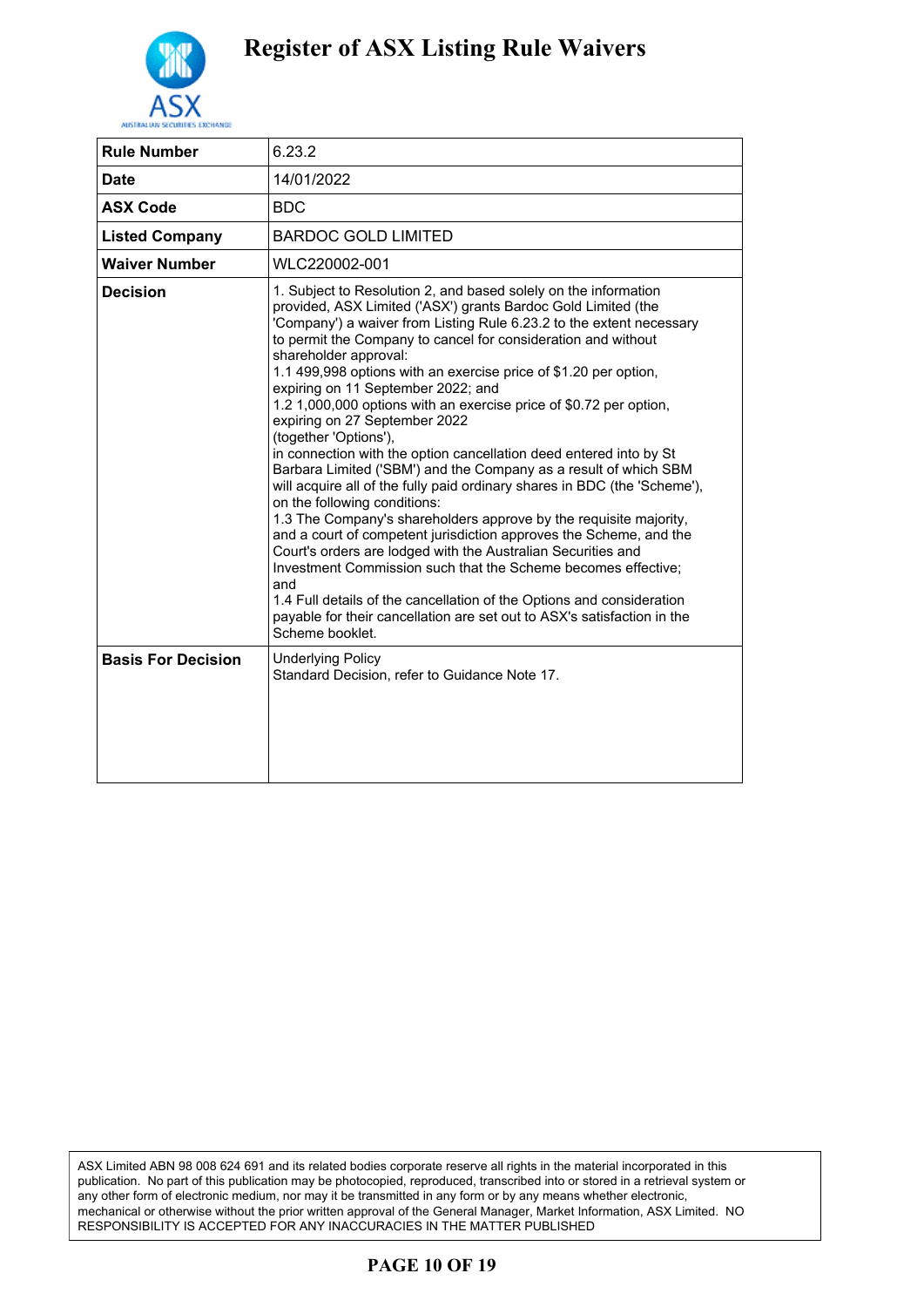# Register of ASX Listing Rule Waivers

| | |
|---|---|
| **Rule Number** | 6.23.2 |
| **Date** | 14/01/2022 |
| **ASX Code** | BDC |
| **Listed Company** | BARDOC GOLD LIMITED |
| **Waiver Number** | WLC220002-001 |
| **Decision** | 1. Subject to Resolution 2, and based solely on the information provided, ASX Limited ('ASX') grants Bardoc Gold Limited (the 'Company') a waiver from Listing Rule 6.23.2 to the extent necessary to permit the Company to cancel for consideration and without shareholder approval:<br>1.1 499,998 options with an exercise price of $1.20 per option, expiring on 11 September 2022; and<br>1.2 1,000,000 options with an exercise price of $0.72 per option, expiring on 27 September 2022<br>(together 'Options'),<br>in connection with the option cancellation deed entered into by St Barbara Limited ('SBM') and the Company as a result of which SBM will acquire all of the fully paid ordinary shares in BDC (the 'Scheme'), on the following conditions:<br>1.3 The Company's shareholders approve by the requisite majority, and a court of competent jurisdiction approves the Scheme, and the Court's orders are lodged with the Australian Securities and Investment Commission such that the Scheme becomes effective; and<br>1.4 Full details of the cancellation of the Options and consideration payable for their cancellation are set out to ASX's satisfaction in the Scheme booklet. |
| **Basis For Decision** | Underlying Policy<br>Standard Decision, refer to Guidance Note 17. |

ASX Limited ABN 98 008 624 691 and its related bodies corporate reserve all rights in the material incorporated in this publication. No part of this publication may be photocopied, reproduced, transcribed into or stored in a retrieval system or any other form of electronic medium, nor may it be transmitted in any form or by any means whether electronic, mechanical or otherwise without the prior written approval of the General Manager, Market Information, ASX Limited. NO RESPONSIBILITY IS ACCEPTED FOR ANY INACCURACIES IN THE MATTER PUBLISHED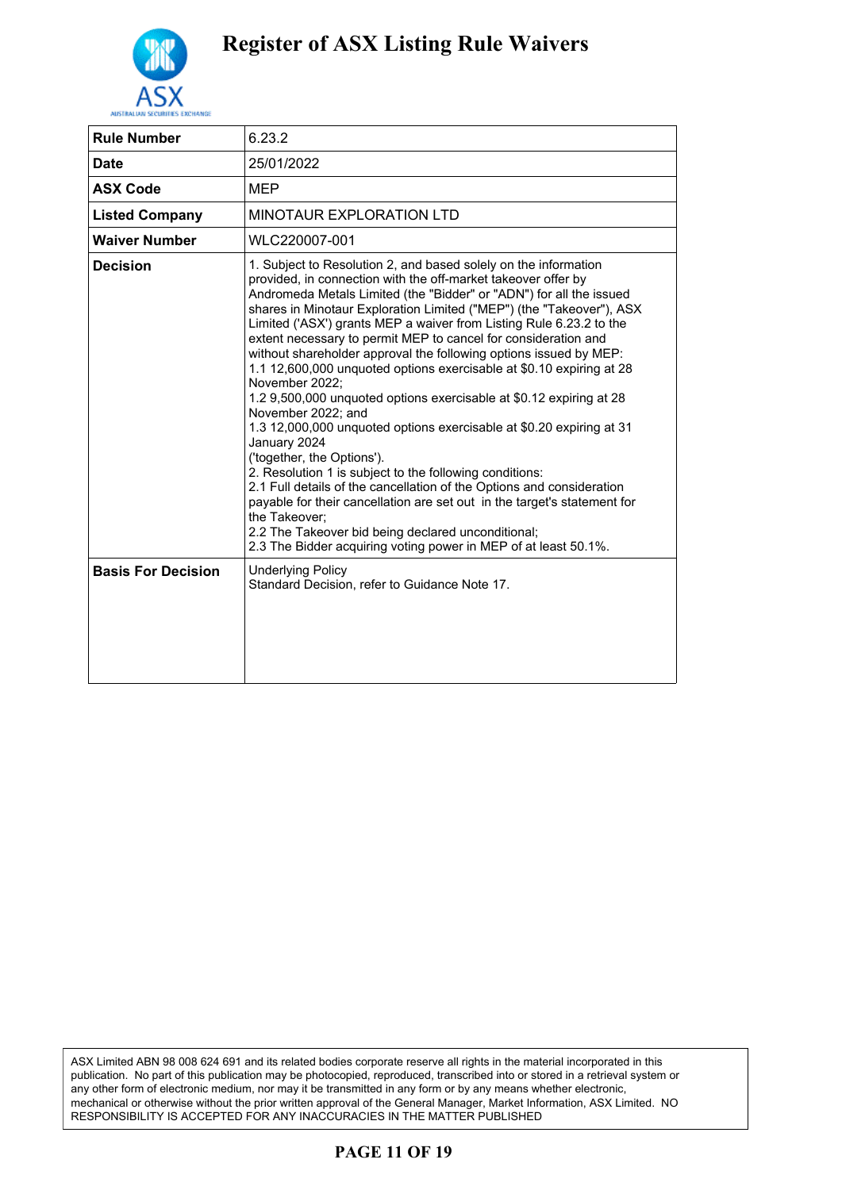# Register of ASX Listing Rule Waivers

| Rule Number | 6.23.2 |
|---|---|
| Date | 25/01/2022 |
| ASX Code | MEP |
| Listed Company | MINOTAUR EXPLORATION LTD |
| Waiver Number | WLC220007-001 |
| Decision | 1. Subject to Resolution 2, and based solely on the information provided, in connection with the off-market takeover offer by Andromeda Metals Limited (the "Bidder" or "ADN") for all the issued shares in Minotaur Exploration Limited ("MEP") (the "Takeover"), ASX Limited ('ASX') grants MEP a waiver from Listing Rule 6.23.2 to the extent necessary to permit MEP to cancel for consideration and without shareholder approval the following options issued by MEP:<br>1.1 12,600,000 unquoted options exercisable at $0.10 expiring at 28 November 2022;<br>1.2 9,500,000 unquoted options exercisable at $0.12 expiring at 28 November 2022; and<br>1.3 12,000,000 unquoted options exercisable at $0.20 expiring at 31 January 2024<br>('together, the Options').<br>2. Resolution 1 is subject to the following conditions:<br>2.1 Full details of the cancellation of the Options and consideration payable for their cancellation are set out in the target's statement for the Takeover;<br>2.2 The Takeover bid being declared unconditional;<br>2.3 The Bidder acquiring voting power in MEP of at least 50.1%. |
| Basis For Decision | Underlying Policy<br>Standard Decision, refer to Guidance Note 17. |

ASX Limited ABN 98 008 624 691 and its related bodies corporate reserve all rights in the material incorporated in this publication. No part of this publication may be photocopied, reproduced, transcribed into or stored in a retrieval system or any other form of electronic medium, nor may it be transmitted in any form or by any means whether electronic, mechanical or otherwise without the prior written approval of the General Manager, Market Information, ASX Limited. NO RESPONSIBILITY IS ACCEPTED FOR ANY INACCURACIES IN THE MATTER PUBLISHED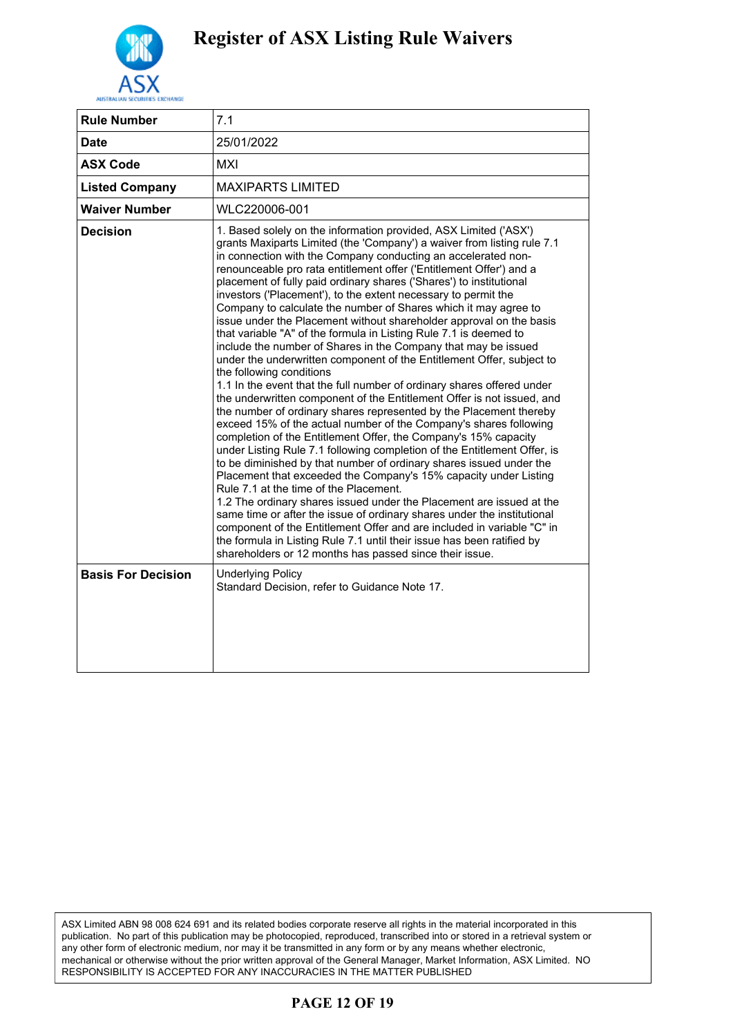# Register of ASX Listing Rule Waivers

| Rule Number | 7.1 |
|---|---|
| **Date** | 25/01/2022 |
| **ASX Code** | MXI |
| **Listed Company** | MAXIPARTS LIMITED |
| **Waiver Number** | WLC220006-001 |
| **Decision** | 1. Based solely on the information provided, ASX Limited ('ASX') grants Maxiparts Limited (the 'Company') a waiver from listing rule 7.1 in connection with the Company conducting an accelerated non-renounceable pro rata entitlement offer ('Entitlement Offer') and a placement of fully paid ordinary shares ('Shares') to institutional investors ('Placement'), to the extent necessary to permit the Company to calculate the number of Shares which it may agree to issue under the Placement without shareholder approval on the basis that variable "A" of the formula in Listing Rule 7.1 is deemed to include the number of Shares in the Company that may be issued under the underwritten component of the Entitlement Offer, subject to the following conditions<br>1.1 In the event that the full number of ordinary shares offered under the underwritten component of the Entitlement Offer is not issued, and the number of ordinary shares represented by the Placement thereby exceed 15% of the actual number of the Company's shares following completion of the Entitlement Offer, the Company's 15% capacity under Listing Rule 7.1 following completion of the Entitlement Offer, is to be diminished by that number of ordinary shares issued under the Placement that exceeded the Company's 15% capacity under Listing Rule 7.1 at the time of the Placement.<br>1.2 The ordinary shares issued under the Placement are issued at the same time or after the issue of ordinary shares under the institutional component of the Entitlement Offer and are included in variable "C" in the formula in Listing Rule 7.1 until their issue has been ratified by shareholders or 12 months has passed since their issue. |
| **Basis For Decision** | Underlying Policy<br>Standard Decision, refer to Guidance Note 17. |

ASX Limited ABN 98 008 624 691 and its related bodies corporate reserve all rights in the material incorporated in this publication. No part of this publication may be photocopied, reproduced, transcribed into or stored in a retrieval system or any other form of electronic medium, nor may it be transmitted in any form or by any means whether electronic, mechanical or otherwise without the prior written approval of the General Manager, Market Information, ASX Limited. NO RESPONSIBILITY IS ACCEPTED FOR ANY INACCURACIES IN THE MATTER PUBLISHED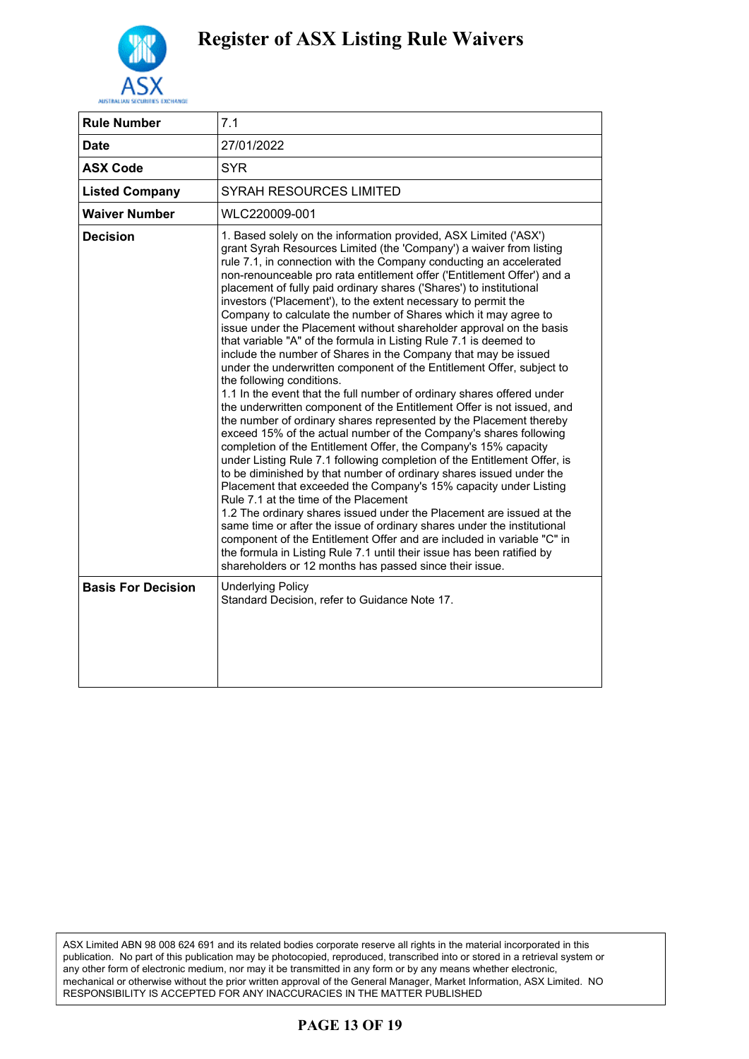# Register of ASX Listing Rule Waivers

| | |
|---|---|
| **Rule Number** | 7.1 |
| **Date** | 27/01/2022 |
| **ASX Code** | SYR |
| **Listed Company** | SYRAH RESOURCES LIMITED |
| **Waiver Number** | WLC220009-001 |
| **Decision** | 1. Based solely on the information provided, ASX Limited ('ASX') grant Syrah Resources Limited (the 'Company') a waiver from listing rule 7.1, in connection with the Company conducting an accelerated non-renounceable pro rata entitlement offer ('Entitlement Offer') and a placement of fully paid ordinary shares ('Shares') to institutional investors ('Placement'), to the extent necessary to permit the Company to calculate the number of Shares which it may agree to issue under the Placement without shareholder approval on the basis that variable "A" of the formula in Listing Rule 7.1 is deemed to include the number of Shares in the Company that may be issued under the underwritten component of the Entitlement Offer, subject to the following conditions.<br>1.1 In the event that the full number of ordinary shares offered under the underwritten component of the Entitlement Offer is not issued, and the number of ordinary shares represented by the Placement thereby exceed 15% of the actual number of the Company's shares following completion of the Entitlement Offer, the Company's 15% capacity under Listing Rule 7.1 following completion of the Entitlement Offer, is to be diminished by that number of ordinary shares issued under the Placement that exceeded the Company's 15% capacity under Listing Rule 7.1 at the time of the Placement<br>1.2 The ordinary shares issued under the Placement are issued at the same time or after the issue of ordinary shares under the institutional component of the Entitlement Offer and are included in variable "C" in the formula in Listing Rule 7.1 until their issue has been ratified by shareholders or 12 months has passed since their issue. |
| **Basis For Decision** | Underlying Policy<br>Standard Decision, refer to Guidance Note 17. |

ASX Limited ABN 98 008 624 691 and its related bodies corporate reserve all rights in the material incorporated in this publication. No part of this publication may be photocopied, reproduced, transcribed into or stored in a retrieval system or any other form of electronic medium, nor may it be transmitted in any form or by any means whether electronic, mechanical or otherwise without the prior written approval of the General Manager, Market Information, ASX Limited. NO RESPONSIBILITY IS ACCEPTED FOR ANY INACCURACIES IN THE MATTER PUBLISHED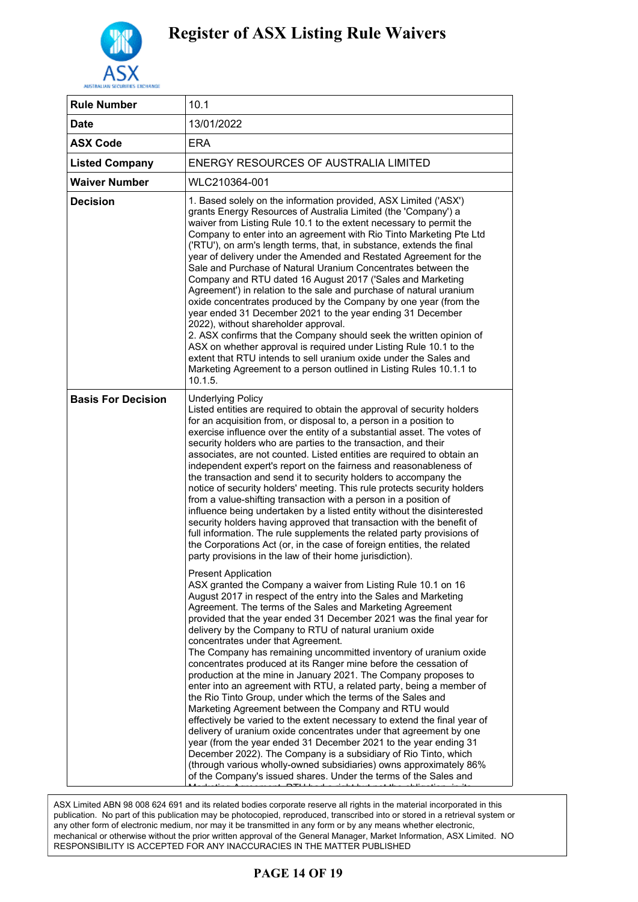# Register of ASX Listing Rule Waivers

| | |
|---|---|
| **Rule Number** | 10.1 |
| **Date** | 13/01/2022 |
| **ASX Code** | ERA |
| **Listed Company** | ENERGY RESOURCES OF AUSTRALIA LIMITED |
| **Waiver Number** | WLC210364-001 |
| **Decision** | 1. Based solely on the information provided, ASX Limited ('ASX') grants Energy Resources of Australia Limited (the 'Company') a waiver from Listing Rule 10.1 to the extent necessary to permit the Company to enter into an agreement with Rio Tinto Marketing Pte Ltd ('RTU'), on arm's length terms, that, in substance, extends the final year of delivery under the Amended and Restated Agreement for the Sale and Purchase of Natural Uranium Concentrates between the Company and RTU dated 16 August 2017 ('Sales and Marketing Agreement') in relation to the sale and purchase of natural uranium oxide concentrates produced by the Company by one year (from the year ended 31 December 2021 to the year ending 31 December 2022), without shareholder approval.<br>2. ASX confirms that the Company should seek the written opinion of ASX on whether approval is required under Listing Rule 10.1 to the extent that RTU intends to sell uranium oxide under the Sales and Marketing Agreement to a person outlined in Listing Rules 10.1.1 to 10.1.5. |
| **Basis For Decision** | Underlying Policy<br>Listed entities are required to obtain the approval of security holders for an acquisition from, or disposal to, a person in a position to exercise influence over the entity of a substantial asset. The votes of security holders who are parties to the transaction, and their associates, are not counted. Listed entities are required to obtain an independent expert's report on the fairness and reasonableness of the transaction and send it to security holders to accompany the notice of security holders' meeting. This rule protects security holders from a value-shifting transaction with a person in a position of influence being undertaken by a listed entity without the disinterested security holders having approved that transaction with the benefit of full information. The rule supplements the related party provisions of the Corporations Act (or, in the case of foreign entities, the related party provisions in the law of their home jurisdiction).<br><br>Present Application<br>ASX granted the Company a waiver from Listing Rule 10.1 on 16 August 2017 in respect of the entry into the Sales and Marketing Agreement. The terms of the Sales and Marketing Agreement provided that the year ended 31 December 2021 was the final year for delivery by the Company to RTU of natural uranium oxide concentrates under that Agreement.<br>The Company has remaining uncommitted inventory of uranium oxide concentrates produced at its Ranger mine before the cessation of production at the mine in January 2021. The Company proposes to enter into an agreement with RTU, a related party, being a member of the Rio Tinto Group, under which the terms of the Sales and Marketing Agreement between the Company and RTU would effectively be varied to the extent necessary to extend the final year of delivery of uranium oxide concentrates under that agreement by one year (from the year ended 31 December 2021 to the year ending 31 December 2022). The Company is a subsidiary of Rio Tinto, which (through various wholly-owned subsidiaries) owns approximately 86% of the Company's issued shares. Under the terms of the Sales and |

ASX Limited ABN 98 008 624 691 and its related bodies corporate reserve all rights in the material incorporated in this publication. No part of this publication may be photocopied, reproduced, transcribed into or stored in a retrieval system or any other form of electronic medium, nor may it be transmitted in any form or by any means whether electronic, mechanical or otherwise without the prior written approval of the General Manager, Market Information, ASX Limited. NO RESPONSIBILITY IS ACCEPTED FOR ANY INACCURACIES IN THE MATTER PUBLISHED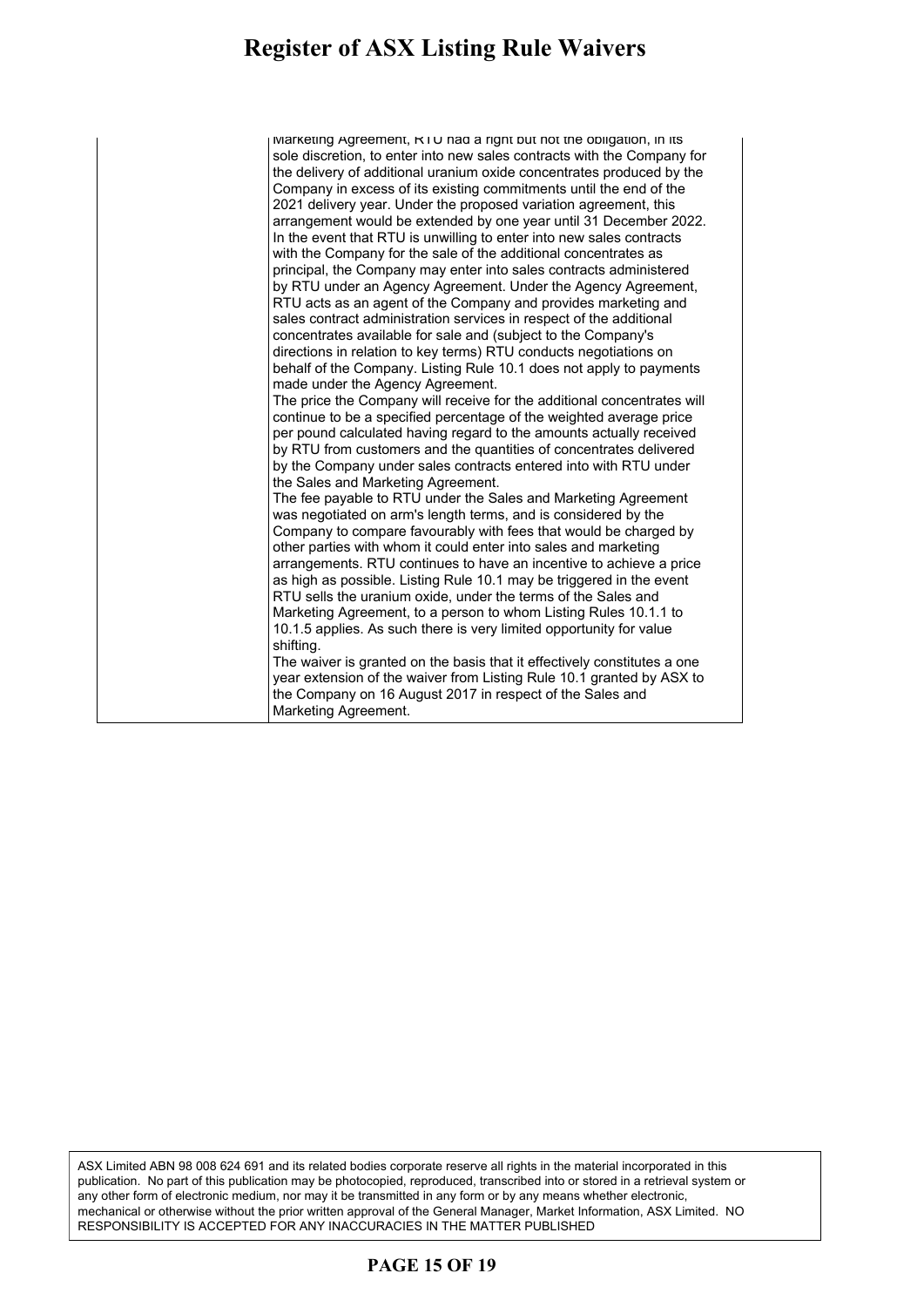| | Marketing Agreement, RTU had a right but not the obligation, in its sole discretion, to enter into new sales contracts with the Company for the delivery of additional uranium oxide concentrates produced by the Company in excess of its existing commitments until the end of the 2021 delivery year. Under the proposed variation agreement, this arrangement would be extended by one year until 31 December 2022. In the event that RTU is unwilling to enter into new sales contracts with the Company for the sale of the additional concentrates as principal, the Company may enter into sales contracts administered by RTU under an Agency Agreement. Under the Agency Agreement, RTU acts as an agent of the Company and provides marketing and sales contract administration services in respect of the additional concentrates available for sale and (subject to the Company's directions in relation to key terms) RTU conducts negotiations on behalf of the Company. Listing Rule 10.1 does not apply to payments made under the Agency Agreement.<br>The price the Company will receive for the additional concentrates will continue to be a specified percentage of the weighted average price per pound calculated having regard to the amounts actually received by RTU from customers and the quantities of concentrates delivered by the Company under sales contracts entered into with RTU under the Sales and Marketing Agreement.<br>The fee payable to RTU under the Sales and Marketing Agreement was negotiated on arm's length terms, and is considered by the Company to compare favourably with fees that would be charged by other parties with whom it could enter into sales and marketing arrangements. RTU continues to have an incentive to achieve a price as high as possible. Listing Rule 10.1 may be triggered in the event RTU sells the uranium oxide, under the terms of the Sales and Marketing Agreement, to a person to whom Listing Rules 10.1.1 to 10.1.5 applies. As such there is very limited opportunity for value shifting.<br>The waiver is granted on the basis that it effectively constitutes a one year extension of the waiver from Listing Rule 10.1 granted by ASX to the Company on 16 August 2017 in respect of the Sales and Marketing Agreement. |
|---|---|

ASX Limited ABN 98 008 624 691 and its related bodies corporate reserve all rights in the material incorporated in this publication. No part of this publication may be photocopied, reproduced, transcribed into or stored in a retrieval system or any other form of electronic medium, nor may it be transmitted in any form or by any means whether electronic, mechanical or otherwise without the prior written approval of the General Manager, Market Information, ASX Limited. NO RESPONSIBILITY IS ACCEPTED FOR ANY INACCURACIES IN THE MATTER PUBLISHED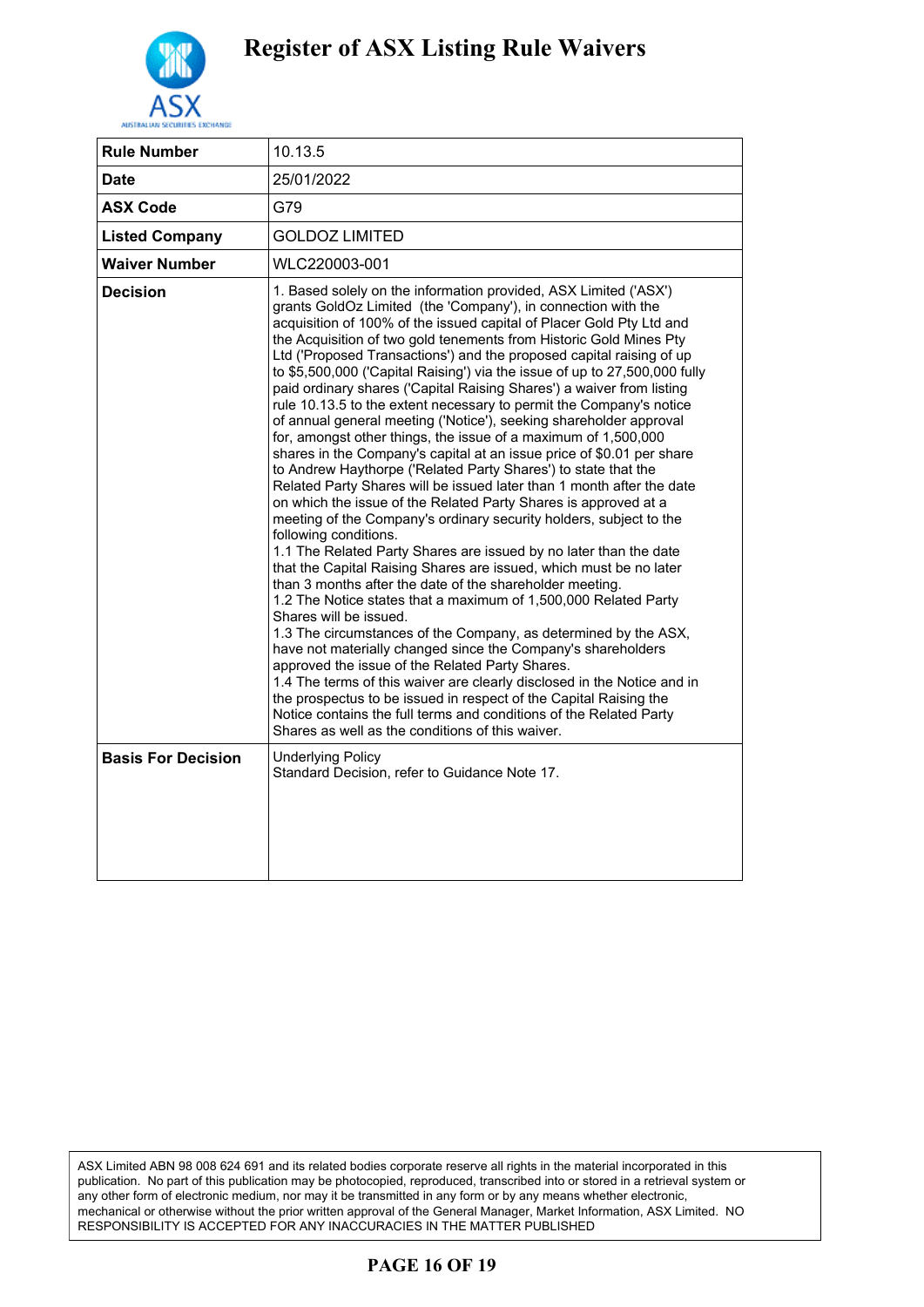# Register of ASX Listing Rule Waivers

| Rule Number | 10.13.5 |
|---|---|
| Date | 25/01/2022 |
| ASX Code | G79 |
| Listed Company | GOLDOZ LIMITED |
| Waiver Number | WLC220003-001 |
| Decision | 1. Based solely on the information provided, ASX Limited ('ASX') grants GoldOz Limited (the 'Company'), in connection with the acquisition of 100% of the issued capital of Placer Gold Pty Ltd and the Acquisition of two gold tenements from Historic Gold Mines Pty Ltd ('Proposed Transactions') and the proposed capital raising of up to $5,500,000 ('Capital Raising') via the issue of up to 27,500,000 fully paid ordinary shares ('Capital Raising Shares') a waiver from listing rule 10.13.5 to the extent necessary to permit the Company's notice of annual general meeting ('Notice'), seeking shareholder approval for, amongst other things, the issue of a maximum of 1,500,000 shares in the Company's capital at an issue price of $0.01 per share to Andrew Haythorpe ('Related Party Shares') to state that the Related Party Shares will be issued later than 1 month after the date on which the issue of the Related Party Shares is approved at a meeting of the Company's ordinary security holders, subject to the following conditions.<br>1.1 The Related Party Shares are issued by no later than the date that the Capital Raising Shares are issued, which must be no later than 3 months after the date of the shareholder meeting.<br>1.2 The Notice states that a maximum of 1,500,000 Related Party Shares will be issued.<br>1.3 The circumstances of the Company, as determined by the ASX, have not materially changed since the Company's shareholders approved the issue of the Related Party Shares.<br>1.4 The terms of this waiver are clearly disclosed in the Notice and in the prospectus to be issued in respect of the Capital Raising the Notice contains the full terms and conditions of the Related Party Shares as well as the conditions of this waiver. |
| Basis For Decision | Underlying Policy<br>Standard Decision, refer to Guidance Note 17. |

ASX Limited ABN 98 008 624 691 and its related bodies corporate reserve all rights in the material incorporated in this publication. No part of this publication may be photocopied, reproduced, transcribed into or stored in a retrieval system or any other form of electronic medium, nor may it be transmitted in any form or by any means whether electronic, mechanical or otherwise without the prior written approval of the General Manager, Market Information, ASX Limited. NO RESPONSIBILITY IS ACCEPTED FOR ANY INACCURACIES IN THE MATTER PUBLISHED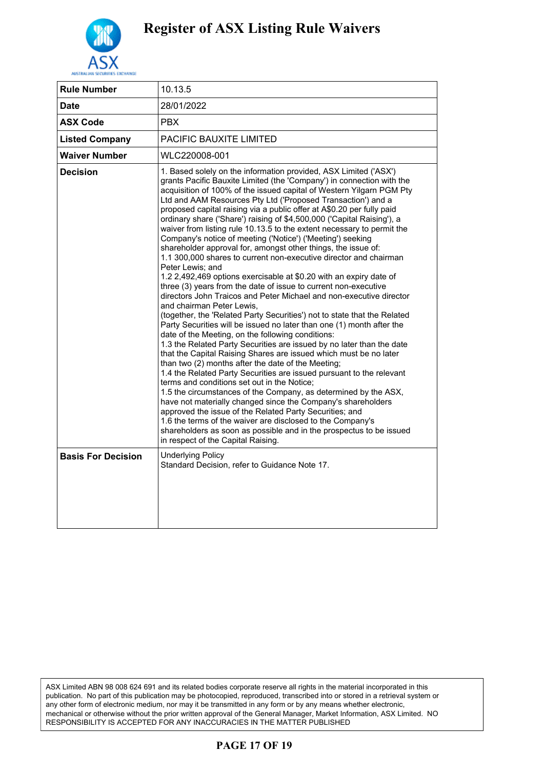# Register of ASX Listing Rule Waivers

| Rule Number | 10.13.5 |
|---|---|
| Date | 28/01/2022 |
| ASX Code | PBX |
| Listed Company | PACIFIC BAUXITE LIMITED |
| Waiver Number | WLC220008-001 |
| Decision | 1. Based solely on the information provided, ASX Limited ('ASX') grants Pacific Bauxite Limited (the 'Company') in connection with the acquisition of 100% of the issued capital of Western Yilgarn PGM Pty Ltd and AAM Resources Pty Ltd ('Proposed Transaction') and a proposed capital raising via a public offer at A$0.20 per fully paid ordinary share ('Share') raising of $4,500,000 ('Capital Raising'), a waiver from listing rule 10.13.5 to the extent necessary to permit the Company's notice of meeting ('Notice') ('Meeting') seeking shareholder approval for, amongst other things, the issue of:<br>1.1 300,000 shares to current non-executive director and chairman Peter Lewis; and<br>1.2 2,492,469 options exercisable at $0.20 with an expiry date of three (3) years from the date of issue to current non-executive directors John Traicos and Peter Michael and non-executive director and chairman Peter Lewis,<br>(together, the 'Related Party Securities') not to state that the Related Party Securities will be issued no later than one (1) month after the date of the Meeting, on the following conditions:<br>1.3 the Related Party Securities are issued by no later than the date that the Capital Raising Shares are issued which must be no later than two (2) months after the date of the Meeting;<br>1.4 the Related Party Securities are issued pursuant to the relevant terms and conditions set out in the Notice;<br>1.5 the circumstances of the Company, as determined by the ASX, have not materially changed since the Company's shareholders approved the issue of the Related Party Securities; and<br>1.6 the terms of the waiver are disclosed to the Company's shareholders as soon as possible and in the prospectus to be issued in respect of the Capital Raising. |
| Basis For Decision | Underlying Policy<br>Standard Decision, refer to Guidance Note 17. |

ASX Limited ABN 98 008 624 691 and its related bodies corporate reserve all rights in the material incorporated in this publication. No part of this publication may be photocopied, reproduced, transcribed into or stored in a retrieval system or any other form of electronic medium, nor may it be transmitted in any form or by any means whether electronic, mechanical or otherwise without the prior written approval of the General Manager, Market Information, ASX Limited. NO RESPONSIBILITY IS ACCEPTED FOR ANY INACCURACIES IN THE MATTER PUBLISHED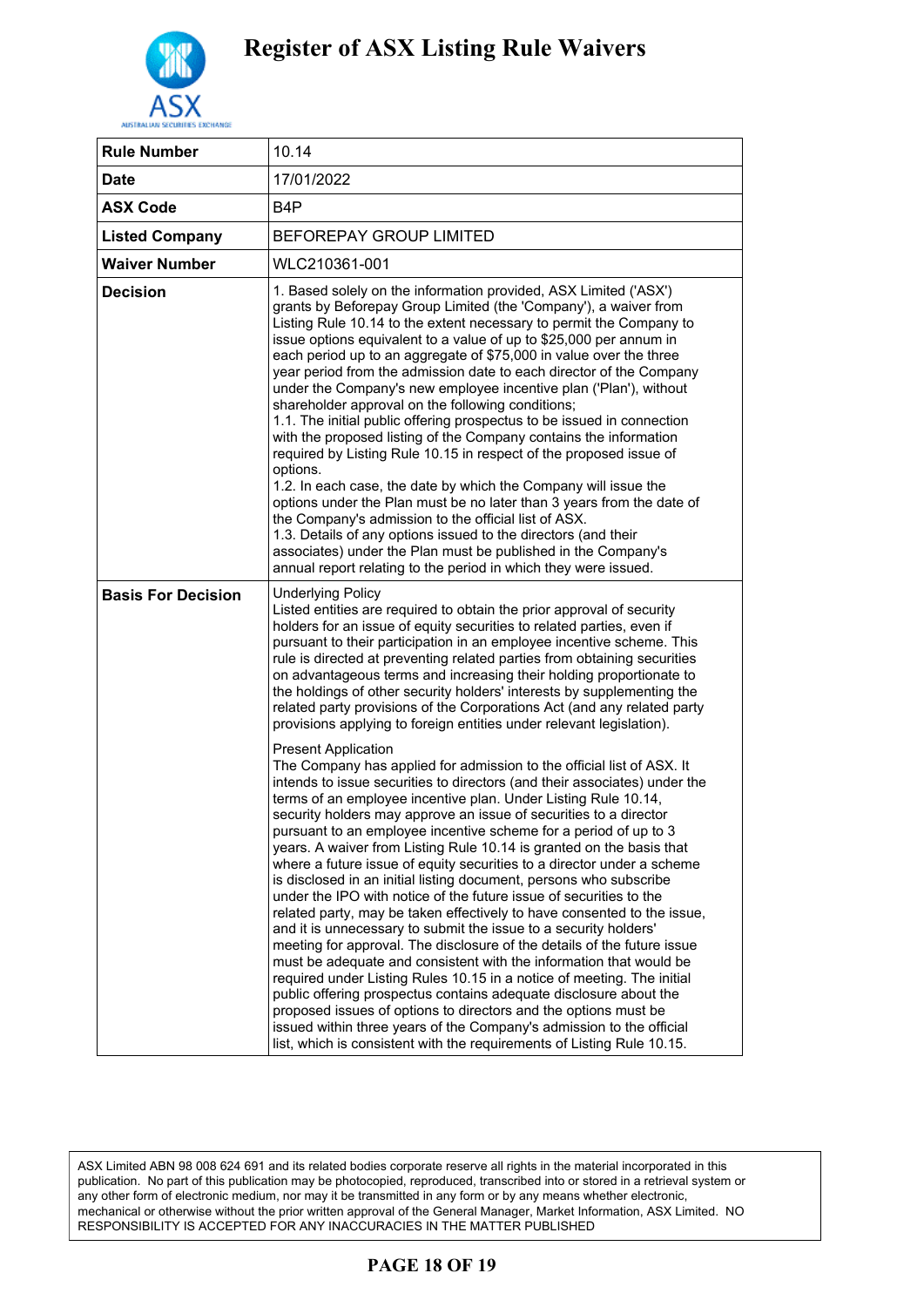# Register of ASX Listing Rule Waivers

| Rule Number | 10.14 |
|---|---|
| Date | 17/01/2022 |
| ASX Code | B4P |
| Listed Company | BEFOREPAY GROUP LIMITED |
| Waiver Number | WLC210361-001 |
| Decision | 1. Based solely on the information provided, ASX Limited ('ASX') grants by Beforepay Group Limited (the 'Company'), a waiver from Listing Rule 10.14 to the extent necessary to permit the Company to issue options equivalent to a value of up to $25,000 per annum in each period up to an aggregate of $75,000 in value over the three year period from the admission date to each director of the Company under the Company's new employee incentive plan ('Plan'), without shareholder approval on the following conditions;<br>1.1. The initial public offering prospectus to be issued in connection with the proposed listing of the Company contains the information required by Listing Rule 10.15 in respect of the proposed issue of options.<br>1.2. In each case, the date by which the Company will issue the options under the Plan must be no later than 3 years from the date of the Company's admission to the official list of ASX.<br>1.3. Details of any options issued to the directors (and their associates) under the Plan must be published in the Company's annual report relating to the period in which they were issued. |
| Basis For Decision | Underlying Policy<br>Listed entities are required to obtain the prior approval of security holders for an issue of equity securities to related parties, even if pursuant to their participation in an employee incentive scheme. This rule is directed at preventing related parties from obtaining securities on advantageous terms and increasing their holding proportionate to the holdings of other security holders' interests by supplementing the related party provisions of the Corporations Act (and any related party provisions applying to foreign entities under relevant legislation).<br><br>Present Application<br>The Company has applied for admission to the official list of ASX. It intends to issue securities to directors (and their associates) under the terms of an employee incentive plan. Under Listing Rule 10.14, security holders may approve an issue of securities to a director pursuant to an employee incentive scheme for a period of up to 3 years. A waiver from Listing Rule 10.14 is granted on the basis that where a future issue of equity securities to a director under a scheme is disclosed in an initial listing document, persons who subscribe under the IPO with notice of the future issue of securities to the related party, may be taken effectively to have consented to the issue, and it is unnecessary to submit the issue to a security holders' meeting for approval. The disclosure of the details of the future issue must be adequate and consistent with the information that would be required under Listing Rules 10.15 in a notice of meeting. The initial public offering prospectus contains adequate disclosure about the proposed issues of options to directors and the options must be issued within three years of the Company's admission to the official list, which is consistent with the requirements of Listing Rule 10.15. |

ASX Limited ABN 98 008 624 691 and its related bodies corporate reserve all rights in the material incorporated in this publication. No part of this publication may be photocopied, reproduced, transcribed into or stored in a retrieval system or any other form of electronic medium, nor may it be transmitted in any form or by any means whether electronic, mechanical or otherwise without the prior written approval of the General Manager, Market Information, ASX Limited. NO RESPONSIBILITY IS ACCEPTED FOR ANY INACCURACIES IN THE MATTER PUBLISHED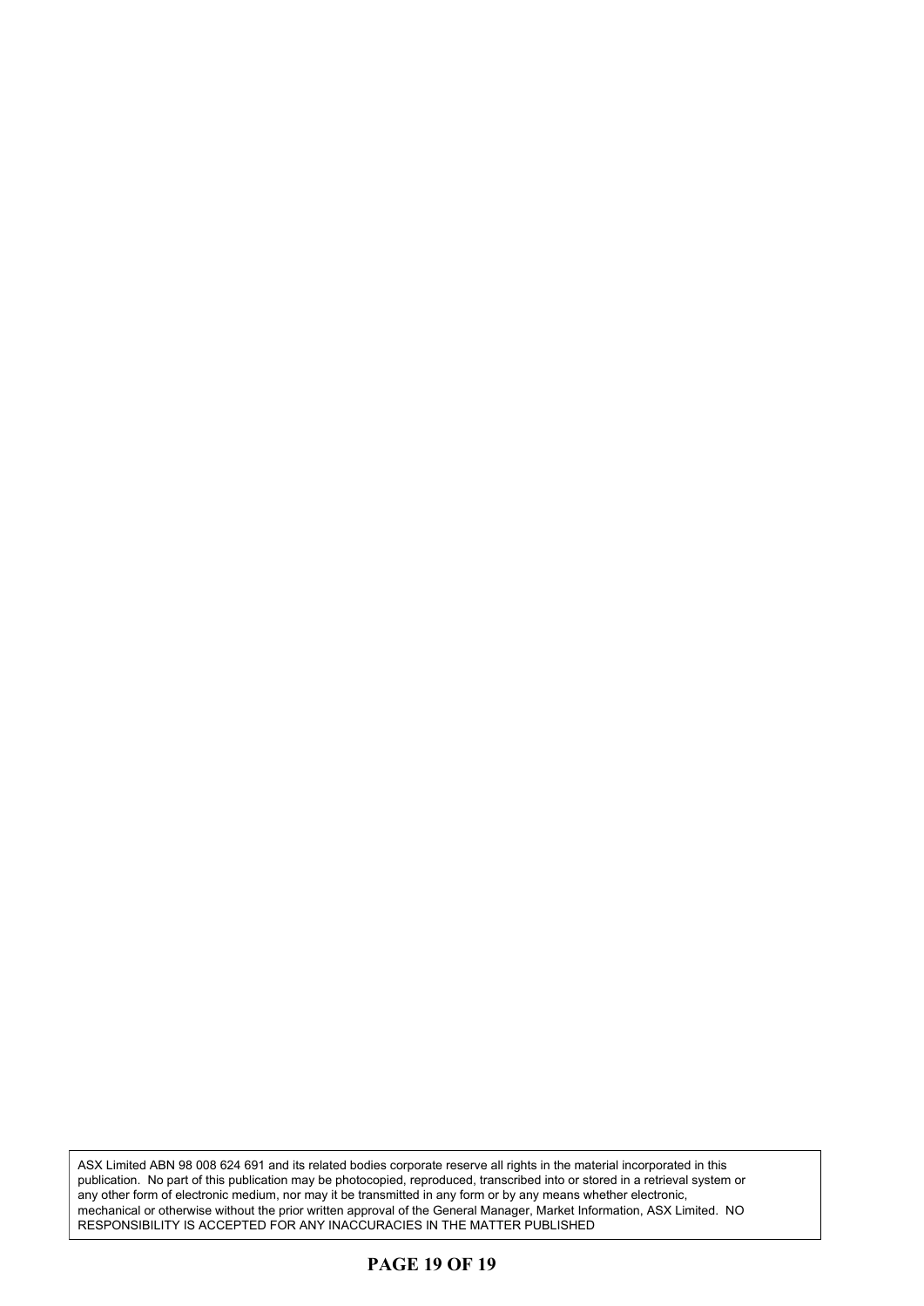ASX Limited ABN 98 008 624 691 and its related bodies corporate reserve all rights in the material incorporated in this publication. No part of this publication may be photocopied, reproduced, transcribed into or stored in a retrieval system or any other form of electronic medium, nor may it be transmitted in any form or by any means whether electronic, mechanical or otherwise without the prior written approval of the General Manager, Market Information, ASX Limited. NO RESPONSIBILITY IS ACCEPTED FOR ANY INACCURACIES IN THE MATTER PUBLISHED